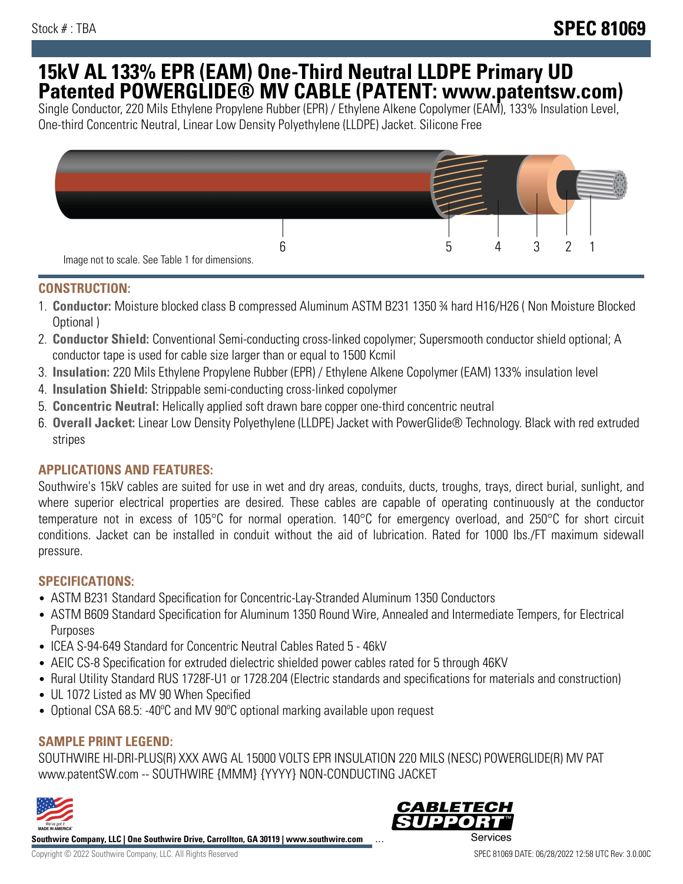Stock # : TBA

# SPEC 81069

# 15kV AL 133% EPR (EAM) One-Third Neutral LLDPE Primary UD Patented POWERGLIDE® MV CABLE (PATENT: www.patentsw.com)

Single Conductor, 220 Mils Ethylene Propylene Rubber (EPR) / Ethylene Alkene Copolymer (EAM), 133% Insulation Level, One-third Concentric Neutral, Linear Low Density Polyethylene (LLDPE) Jacket. Silicone Free

6 5 4 3 2 1

Image not to scale. See Table 1 for dimensions.

## CONSTRUCTION:

1. **Conductor:** Moisture blocked class B compressed Aluminum ASTM B231 1350 ¾ hard H16/H26 ( Non Moisture Blocked Optional )
2. **Conductor Shield:** Conventional Semi-conducting cross-linked copolymer; Supersmooth conductor shield optional; A conductor tape is used for cable size larger than or equal to 1500 Kcmil
3. **Insulation:** 220 Mils Ethylene Propylene Rubber (EPR) / Ethylene Alkene Copolymer (EAM) 133% insulation level
4. **Insulation Shield:** Strippable semi-conducting cross-linked copolymer
5. **Concentric Neutral:** Helically applied soft drawn bare copper one-third concentric neutral
6. **Overall Jacket:** Linear Low Density Polyethylene (LLDPE) Jacket with PowerGlide® Technology. Black with red extruded stripes

## APPLICATIONS AND FEATURES:

Southwire's 15kV cables are suited for use in wet and dry areas, conduits, ducts, troughs, trays, direct burial, sunlight, and where superior electrical properties are desired. These cables are capable of operating continuously at the conductor temperature not in excess of 105°C for normal operation. 140°C for emergency overload, and 250°C for short circuit conditions. Jacket can be installed in conduit without the aid of lubrication. Rated for 1000 lbs./FT maximum sidewall pressure.

## SPECIFICATIONS:

- ASTM B231 Standard Specification for Concentric-Lay-Stranded Aluminum 1350 Conductors
- ASTM B609 Standard Specification for Aluminum 1350 Round Wire, Annealed and Intermediate Tempers, for Electrical Purposes
- ICEA S-94-649 Standard for Concentric Neutral Cables Rated 5 - 46kV
- AEIC CS-8 Specification for extruded dielectric shielded power cables rated for 5 through 46KV
- Rural Utility Standard RUS 1728F-U1 or 1728.204 (Electric standards and specifications for materials and construction)
- UL 1072 Listed as MV 90 When Specified
- Optional CSA 68.5: -40ºC and MV 90ºC optional marking available upon request

## SAMPLE PRINT LEGEND:

SOUTHWIRE HI-DRI-PLUS(R) XXX AWG AL 15000 VOLTS EPR INSULATION 220 MILS (NESC) POWERGLIDE(R) MV PAT www.patentSW.com -- SOUTHWIRE {MMM} {YYYY} NON-CONDUCTING JACKET

**Southwire Company, LLC | One Southwire Drive, Carrollton, GA 30119 | www.southwire.com**

Copyright © 2022 Southwire Company, LLC. All Rights Reserved

SPEC 81069 DATE: 06/28/2022 12:58 UTC Rev: 3.0.00C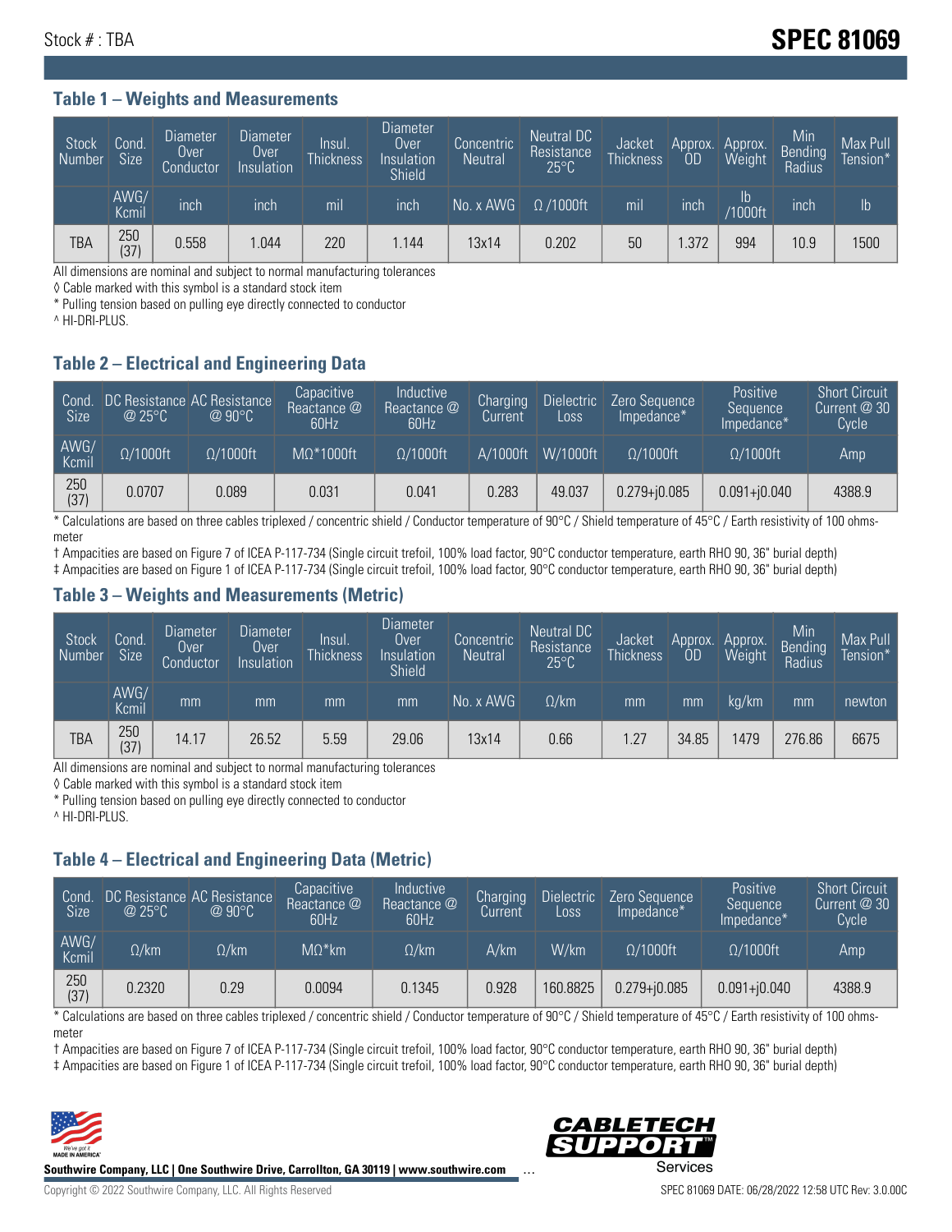Stock # : TBA

# SPEC 81069

## Table 1 – Weights and Measurements

| Stock Number | Cond. Size | Diameter Over Conductor | Diameter Over Insulation | Insul. Thickness | Diameter Over Insulation Shield | Concentric Neutral | Neutral DC Resistance 25°C | Jacket Thickness | Approx. OD | Approx. Weight | Min Bending Radius | Max Pull Tension* |
|---|---|---|---|---|---|---|---|---|---|---|---|---|
| | AWG/ Kcmil | inch | inch | mil | inch | No. x AWG | Ω /1000ft | mil | inch | lb /1000ft | inch | lb |
| TBA | 250 (37) | 0.558 | 1.044 | 220 | 1.144 | 13x14 | 0.202 | 50 | 1.372 | 994 | 10.9 | 1500 |

All dimensions are nominal and subject to normal manufacturing tolerances

◊ Cable marked with this symbol is a standard stock item

* Pulling tension based on pulling eye directly connected to conductor

^ HI-DRI-PLUS.

## Table 2 – Electrical and Engineering Data

| Cond. Size | DC Resistance @ 25°C | AC Resistance @ 90°C | Capacitive Reactance @ 60Hz | Inductive Reactance @ 60Hz | Charging Current | Dielectric Loss | Zero Sequence Impedance* | Positive Sequence Impedance* | Short Circuit Current @ 30 Cycle |
|---|---|---|---|---|---|---|---|---|---|
| AWG/ Kcmil | Ω/1000ft | Ω/1000ft | MΩ*1000ft | Ω/1000ft | A/1000ft | W/1000ft | Ω/1000ft | Ω/1000ft | Amp |
| 250 (37) | 0.0707 | 0.089 | 0.031 | 0.041 | 0.283 | 49.037 | 0.279+j0.085 | 0.091+j0.040 | 4388.9 |

* Calculations are based on three cables triplexed / concentric shield / Conductor temperature of 90°C / Shield temperature of 45°C / Earth resistivity of 100 ohms-meter

† Ampacities are based on Figure 7 of ICEA P-117-734 (Single circuit trefoil, 100% load factor, 90°C conductor temperature, earth RHO 90, 36" burial depth)

‡ Ampacities are based on Figure 1 of ICEA P-117-734 (Single circuit trefoil, 100% load factor, 90°C conductor temperature, earth RHO 90, 36" burial depth)

## Table 3 – Weights and Measurements (Metric)

| Stock Number | Cond. Size | Diameter Over Conductor | Diameter Over Insulation | Insul. Thickness | Diameter Over Insulation Shield | Concentric Neutral | Neutral DC Resistance 25°C | Jacket Thickness | Approx. OD | Approx. Weight | Min Bending Radius | Max Pull Tension* |
|---|---|---|---|---|---|---|---|---|---|---|---|---|
| | AWG/ Kcmil | mm | mm | mm | mm | No. x AWG | Ω/km | mm | mm | kg/km | mm | newton |
| TBA | 250 (37) | 14.17 | 26.52 | 5.59 | 29.06 | 13x14 | 0.66 | 1.27 | 34.85 | 1479 | 276.86 | 6675 |

All dimensions are nominal and subject to normal manufacturing tolerances

◊ Cable marked with this symbol is a standard stock item

* Pulling tension based on pulling eye directly connected to conductor

^ HI-DRI-PLUS.

## Table 4 – Electrical and Engineering Data (Metric)

| Cond. Size | DC Resistance @ 25°C | AC Resistance @ 90°C | Capacitive Reactance @ 60Hz | Inductive Reactance @ 60Hz | Charging Current | Dielectric Loss | Zero Sequence Impedance* | Positive Sequence Impedance* | Short Circuit Current @ 30 Cycle |
|---|---|---|---|---|---|---|---|---|---|
| AWG/ Kcmil | Ω/km | Ω/km | MΩ*km | Ω/km | A/km | W/km | Ω/1000ft | Ω/1000ft | Amp |
| 250 (37) | 0.2320 | 0.29 | 0.0094 | 0.1345 | 0.928 | 160.8825 | 0.279+j0.085 | 0.091+j0.040 | 4388.9 |

* Calculations are based on three cables triplexed / concentric shield / Conductor temperature of 90°C / Shield temperature of 45°C / Earth resistivity of 100 ohms-meter

† Ampacities are based on Figure 7 of ICEA P-117-734 (Single circuit trefoil, 100% load factor, 90°C conductor temperature, earth RHO 90, 36" burial depth)

‡ Ampacities are based on Figure 1 of ICEA P-117-734 (Single circuit trefoil, 100% load factor, 90°C conductor temperature, earth RHO 90, 36" burial depth)

Southwire Company, LLC | One Southwire Drive, Carrollton, GA 30119 | www.southwire.com

Copyright © 2022 Southwire Company, LLC. All Rights Reserved

SPEC 81069 DATE: 06/28/2022 12:58 UTC Rev: 3.0.00C